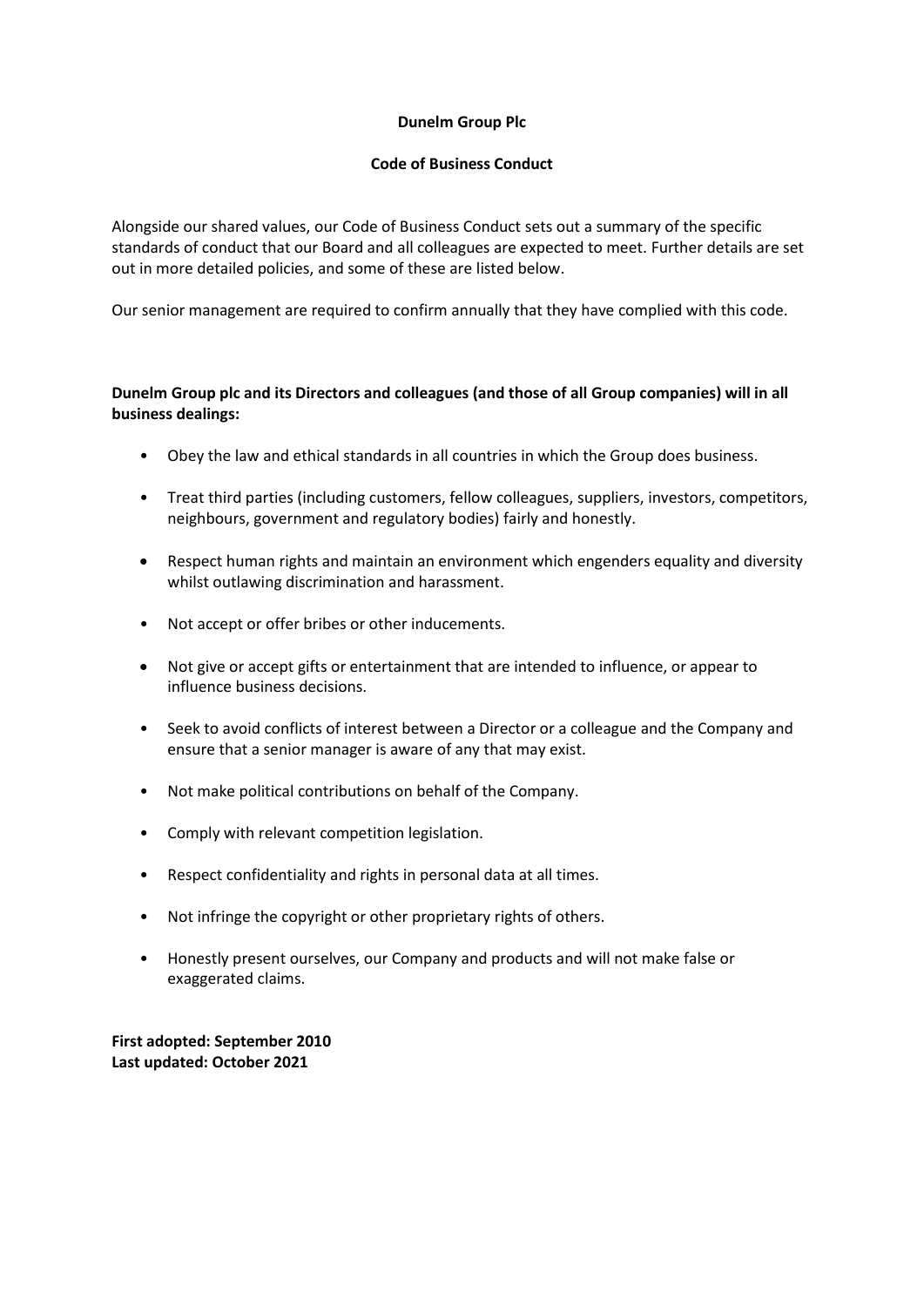# Dunelm Group Plc

## Code of Business Conduct

Alongside our shared values, our Code of Business Conduct sets out a summary of the specific standards of conduct that our Board and all colleagues are expected to meet. Further details are set out in more detailed policies, and some of these are listed below.

Our senior management are required to confirm annually that they have complied with this code.

**Dunelm Group plc and its Directors and colleagues (and those of all Group companies) will in all business dealings:**

- Obey the law and ethical standards in all countries in which the Group does business.
- Treat third parties (including customers, fellow colleagues, suppliers, investors, competitors, neighbours, government and regulatory bodies) fairly and honestly.
- Respect human rights and maintain an environment which engenders equality and diversity whilst outlawing discrimination and harassment.
- Not accept or offer bribes or other inducements.
- Not give or accept gifts or entertainment that are intended to influence, or appear to influence business decisions.
- Seek to avoid conflicts of interest between a Director or a colleague and the Company and ensure that a senior manager is aware of any that may exist.
- Not make political contributions on behalf of the Company.
- Comply with relevant competition legislation.
- Respect confidentiality and rights in personal data at all times.
- Not infringe the copyright or other proprietary rights of others.
- Honestly present ourselves, our Company and products and will not make false or exaggerated claims.

**First adopted: September 2010**
**Last updated: October 2021**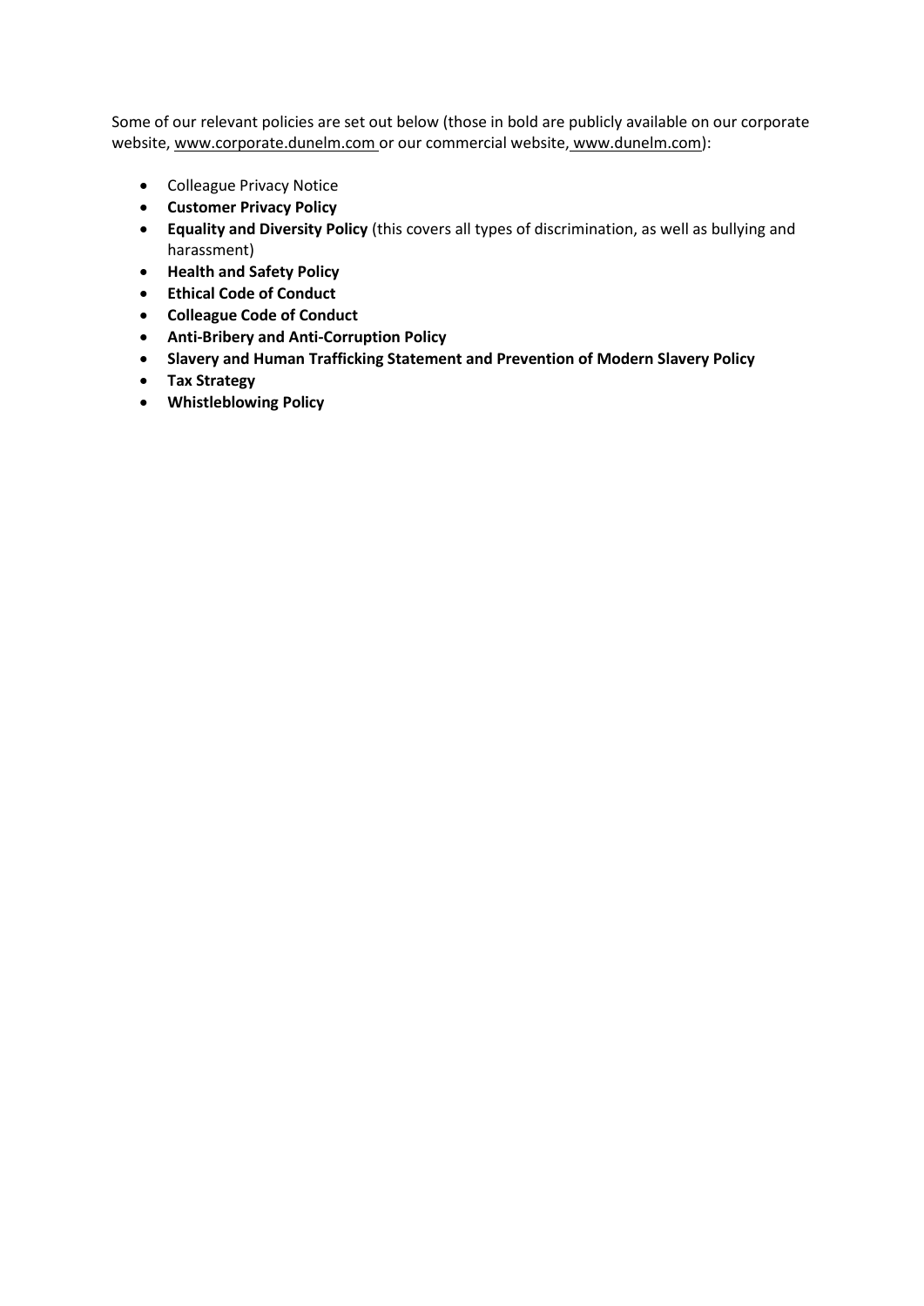Some of our relevant policies are set out below (those in bold are publicly available on our corporate website, www.corporate.dunelm.com or our commercial website, www.dunelm.com):

- Colleague Privacy Notice
- **Customer Privacy Policy**
- **Equality and Diversity Policy** (this covers all types of discrimination, as well as bullying and harassment)
- **Health and Safety Policy**
- **Ethical Code of Conduct**
- **Colleague Code of Conduct**
- **Anti-Bribery and Anti-Corruption Policy**
- **Slavery and Human Trafficking Statement and Prevention of Modern Slavery Policy**
- **Tax Strategy**
- **Whistleblowing Policy**